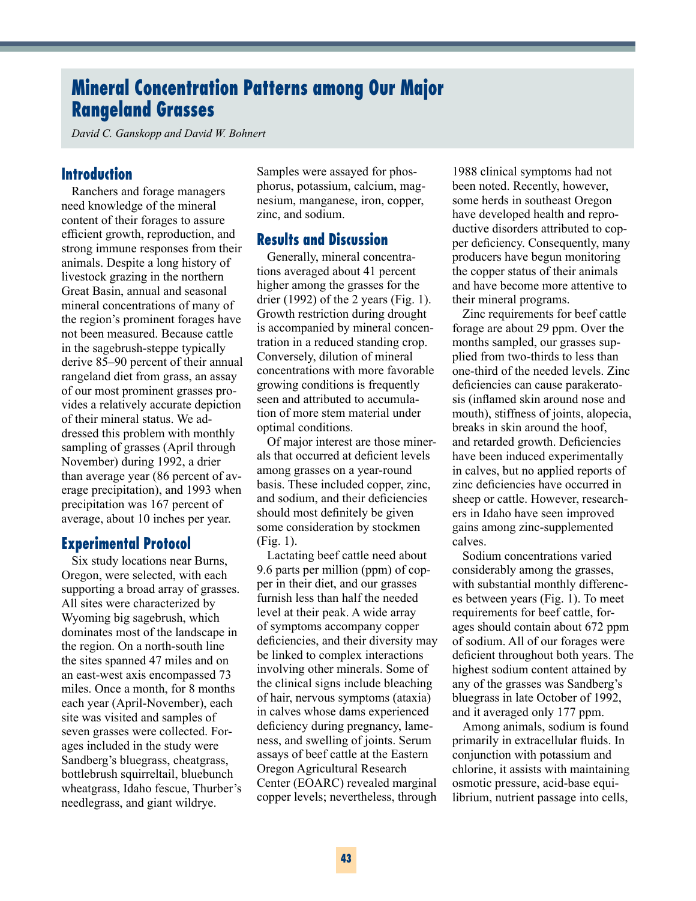# Mineral Concentration Patterns among Our Major Rangeland Grasses

*David C. Ganskopp and David W. Bohnert*

## Introduction

Ranchers and forage managers need knowledge of the mineral content of their forages to assure efficient growth, reproduction, and strong immune responses from their animals. Despite a long history of livestock grazing in the northern Great Basin, annual and seasonal mineral concentrations of many of the region's prominent forages have not been measured. Because cattle in the sagebrush-steppe typically derive 85–90 percent of their annual rangeland diet from grass, an assay of our most prominent grasses provides a relatively accurate depiction of their mineral status. We addressed this problem with monthly sampling of grasses (April through November) during 1992, a drier than average year (86 percent of average precipitation), and 1993 when precipitation was 167 percent of average, about 10 inches per year.

## Experimental Protocol

Six study locations near Burns, Oregon, were selected, with each supporting a broad array of grasses. All sites were characterized by Wyoming big sagebrush, which dominates most of the landscape in the region. On a north-south line the sites spanned 47 miles and on an east-west axis encompassed 73 miles. Once a month, for 8 months each year (April-November), each site was visited and samples of seven grasses were collected. Forages included in the study were Sandberg's bluegrass, cheatgrass, bottlebrush squirreltail, bluebunch wheatgrass, Idaho fescue, Thurber's needlegrass, and giant wildrye. Samples were assayed for phosphorus, potassium, calcium, magnesium, manganese, iron, copper, zinc, and sodium.

## Results and Discussion

Generally, mineral concentrations averaged about 41 percent higher among the grasses for the drier (1992) of the 2 years (Fig. 1). Growth restriction during drought is accompanied by mineral concentration in a reduced standing crop. Conversely, dilution of mineral concentrations with more favorable growing conditions is frequently seen and attributed to accumulation of more stem material under optimal conditions.

Of major interest are those minerals that occurred at deficient levels among grasses on a year-round basis. These included copper, zinc, and sodium, and their deficiencies should most definitely be given some consideration by stockmen (Fig. 1).

Lactating beef cattle need about 9.6 parts per million (ppm) of copper in their diet, and our grasses furnish less than half the needed level at their peak. A wide array of symptoms accompany copper deficiencies, and their diversity may be linked to complex interactions involving other minerals. Some of the clinical signs include bleaching of hair, nervous symptoms (ataxia) in calves whose dams experienced deficiency during pregnancy, lameness, and swelling of joints. Serum assays of beef cattle at the Eastern Oregon Agricultural Research Center (EOARC) revealed marginal copper levels; nevertheless, through 1988 clinical symptoms had not been noted. Recently, however, some herds in southeast Oregon have developed health and reproductive disorders attributed to copper deficiency. Consequently, many producers have begun monitoring the copper status of their animals and have become more attentive to their mineral programs.

Zinc requirements for beef cattle forage are about 29 ppm. Over the months sampled, our grasses supplied from two-thirds to less than one-third of the needed levels. Zinc deficiencies can cause parakeratosis (inflamed skin around nose and mouth), stiffness of joints, alopecia, breaks in skin around the hoof, and retarded growth. Deficiencies have been induced experimentally in calves, but no applied reports of zinc deficiencies have occurred in sheep or cattle. However, researchers in Idaho have seen improved gains among zinc-supplemented calves.

Sodium concentrations varied considerably among the grasses, with substantial monthly differences between years (Fig. 1). To meet requirements for beef cattle, forages should contain about 672 ppm of sodium. All of our forages were deficient throughout both years. The highest sodium content attained by any of the grasses was Sandberg's bluegrass in late October of 1992, and it averaged only 177 ppm.

Among animals, sodium is found primarily in extracellular fluids. In conjunction with potassium and chlorine, it assists with maintaining osmotic pressure, acid-base equilibrium, nutrient passage into cells,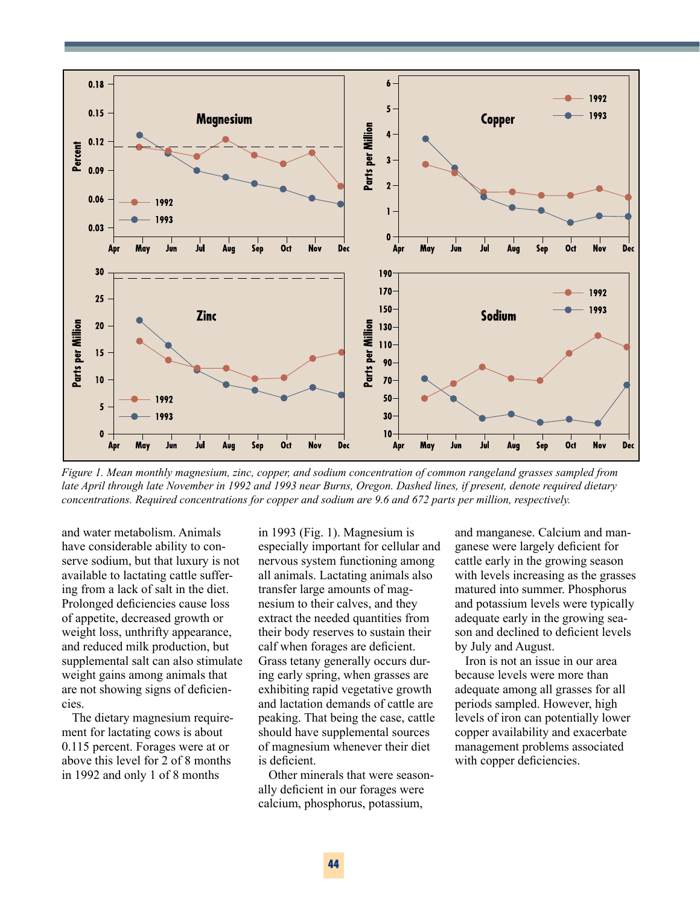*Figure 1. Mean monthly magnesium, zinc, copper, and sodium concentration of common rangeland grasses sampled from late April through late November in 1992 and 1993 near Burns, Oregon. Dashed lines, if present, denote required dietary concentrations. Required concentrations for copper and sodium are 9.6 and 672 parts per million, respectively.*

and water metabolism. Animals have considerable ability to conserve sodium, but that luxury is not available to lactating cattle suffering from a lack of salt in the diet. Prolonged deficiencies cause loss of appetite, decreased growth or weight loss, unthrifty appearance, and reduced milk production, but supplemental salt can also stimulate weight gains among animals that are not showing signs of deficiencies.

The dietary magnesium requirement for lactating cows is about 0.115 percent. Forages were at or above this level for 2 of 8 months in 1992 and only 1 of 8 months in 1993 (Fig. 1). Magnesium is especially important for cellular and nervous system functioning among all animals. Lactating animals also transfer large amounts of magnesium to their calves, and they extract the needed quantities from their body reserves to sustain their calf when forages are deficient. Grass tetany generally occurs during early spring, when grasses are exhibiting rapid vegetative growth and lactation demands of cattle are peaking. That being the case, cattle should have supplemental sources of magnesium whenever their diet is deficient.

Other minerals that were seasonally deficient in our forages were calcium, phosphorus, potassium, and manganese. Calcium and manganese were largely deficient for cattle early in the growing season with levels increasing as the grasses matured into summer. Phosphorus and potassium levels were typically adequate early in the growing season and declined to deficient levels by July and August.

Iron is not an issue in our area because levels were more than adequate among all grasses for all periods sampled. However, high levels of iron can potentially lower copper availability and exacerbate management problems associated with copper deficiencies.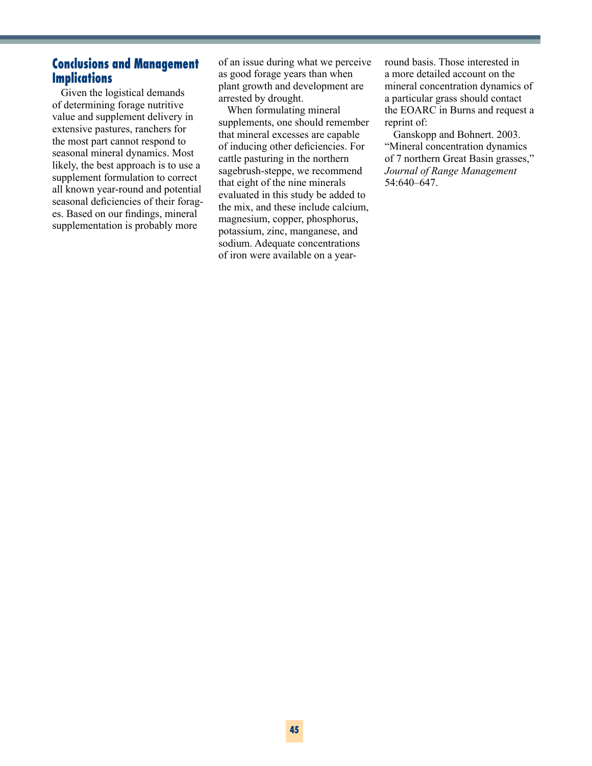## Conclusions and Management Implications

Given the logistical demands of determining forage nutritive value and supplement delivery in extensive pastures, ranchers for the most part cannot respond to seasonal mineral dynamics. Most likely, the best approach is to use a supplement formulation to correct all known year-round and potential seasonal deficiencies of their forages. Based on our findings, mineral supplementation is probably more of an issue during what we perceive as good forage years than when plant growth and development are arrested by drought.

When formulating mineral supplements, one should remember that mineral excesses are capable of inducing other deficiencies. For cattle pasturing in the northern sagebrush-steppe, we recommend that eight of the nine minerals evaluated in this study be added to the mix, and these include calcium, magnesium, copper, phosphorus, potassium, zinc, manganese, and sodium. Adequate concentrations of iron were available on a year-round basis. Those interested in a more detailed account on the mineral concentration dynamics of a particular grass should contact the EOARC in Burns and request a reprint of:

Ganskopp and Bohnert. 2003. "Mineral concentration dynamics of 7 northern Great Basin grasses," *Journal of Range Management* 54:640–647.